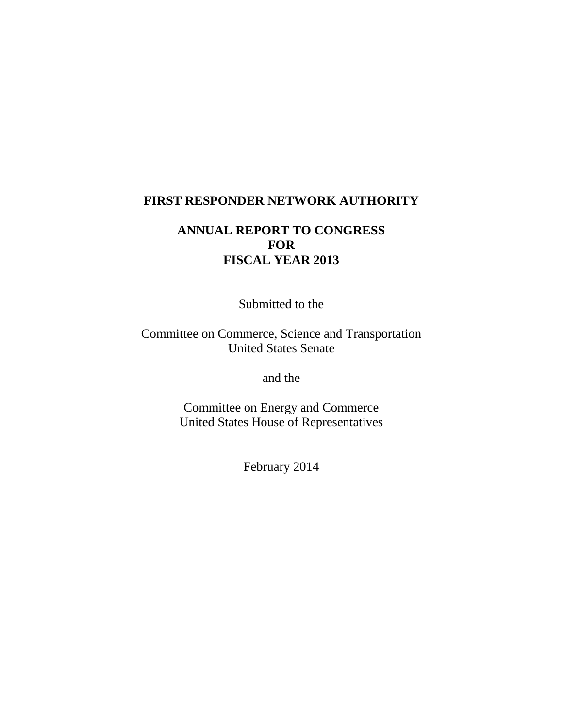# FIRST RESPONDER NETWORK AUTHORITY

## ANNUAL REPORT TO CONGRESS FOR FISCAL YEAR 2013

Submitted to the

Committee on Commerce, Science and Transportation
United States Senate

and the

Committee on Energy and Commerce
United States House of Representatives

February 2014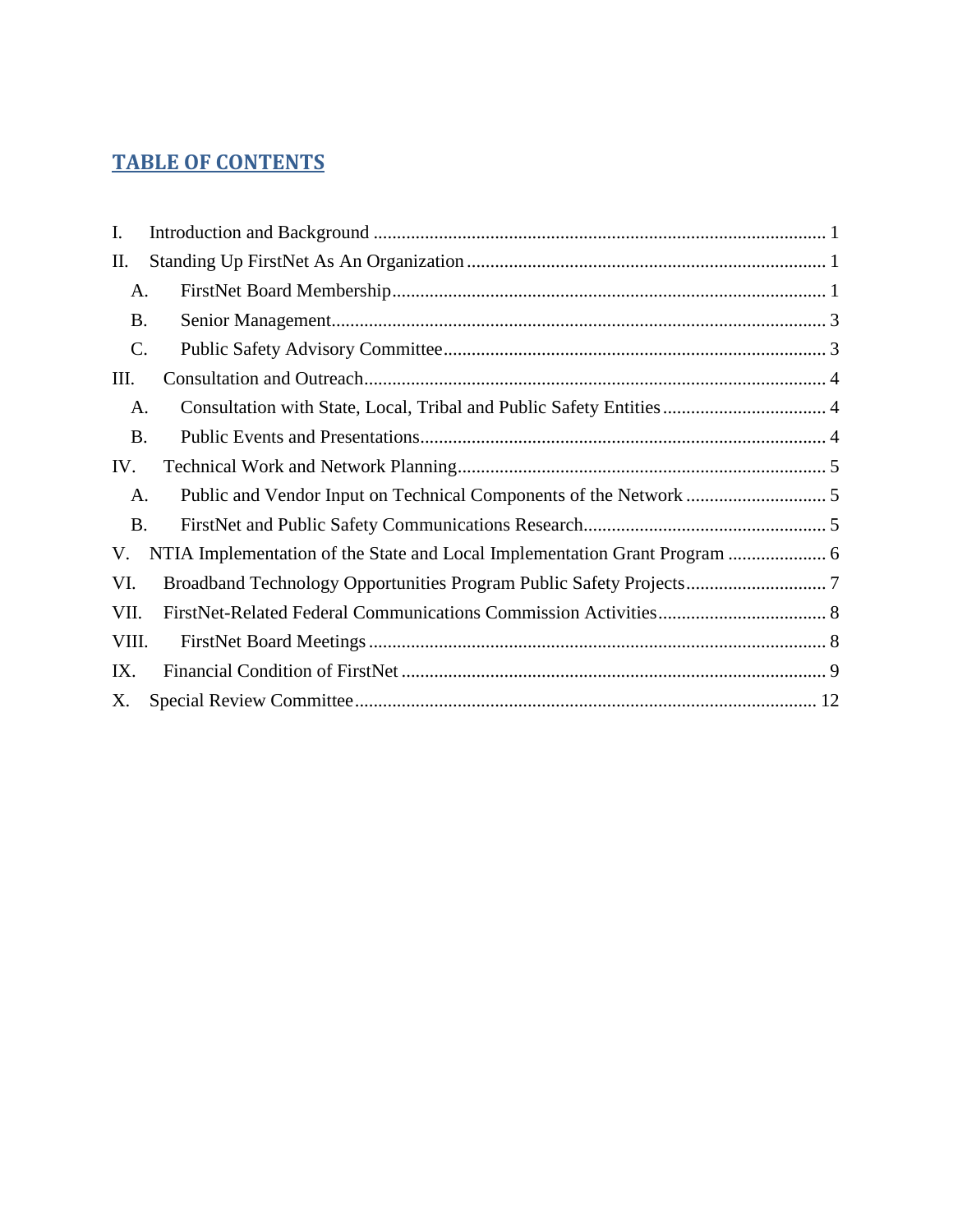## TABLE OF CONTENTS

I. Introduction and Background ........................................................................................ 1

II. Standing Up FirstNet As An Organization ............................................................................ 1

- A. FirstNet Board Membership ........................................................................................ 1
- B. Senior Management ....................................................................................................... 3
- C. Public Safety Advisory Committee ................................................................................ 3

III. Consultation and Outreach ................................................................................................ 4

- A. Consultation with State, Local, Tribal and Public Safety Entities ................................... 4
- B. Public Events and Presentations ..................................................................................... 4

IV. Technical Work and Network Planning ............................................................................... 5

- A. Public and Vendor Input on Technical Components of the Network .............................. 5
- B. FirstNet and Public Safety Communications Research .................................................... 5

V. NTIA Implementation of the State and Local Implementation Grant Program ..................... 6

VI. Broadband Technology Opportunities Program Public Safety Projects ............................. 7

VII. FirstNet-Related Federal Communications Commission Activities .................................... 8

VIII. FirstNet Board Meetings ................................................................................................. 8

IX. Financial Condition of FirstNet ........................................................................................... 9

X. Special Review Committee ................................................................................................. 12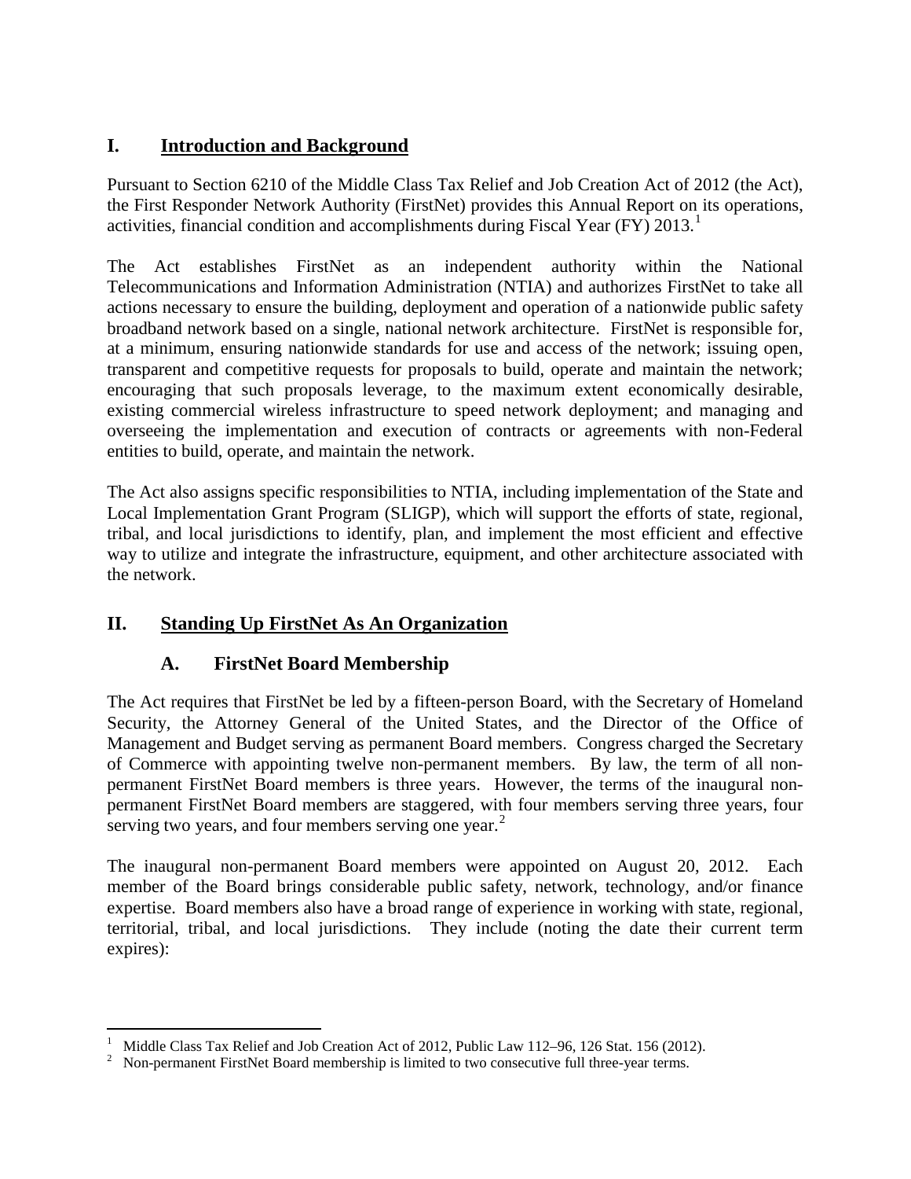## I. Introduction and Background

Pursuant to Section 6210 of the Middle Class Tax Relief and Job Creation Act of 2012 (the Act), the First Responder Network Authority (FirstNet) provides this Annual Report on its operations, activities, financial condition and accomplishments during Fiscal Year (FY) 2013.[1]

The Act establishes FirstNet as an independent authority within the National Telecommunications and Information Administration (NTIA) and authorizes FirstNet to take all actions necessary to ensure the building, deployment and operation of a nationwide public safety broadband network based on a single, national network architecture. FirstNet is responsible for, at a minimum, ensuring nationwide standards for use and access of the network; issuing open, transparent and competitive requests for proposals to build, operate and maintain the network; encouraging that such proposals leverage, to the maximum extent economically desirable, existing commercial wireless infrastructure to speed network deployment; and managing and overseeing the implementation and execution of contracts or agreements with non-Federal entities to build, operate, and maintain the network.

The Act also assigns specific responsibilities to NTIA, including implementation of the State and Local Implementation Grant Program (SLIGP), which will support the efforts of state, regional, tribal, and local jurisdictions to identify, plan, and implement the most efficient and effective way to utilize and integrate the infrastructure, equipment, and other architecture associated with the network.

## II. Standing Up FirstNet As An Organization

### A. FirstNet Board Membership

The Act requires that FirstNet be led by a fifteen-person Board, with the Secretary of Homeland Security, the Attorney General of the United States, and the Director of the Office of Management and Budget serving as permanent Board members. Congress charged the Secretary of Commerce with appointing twelve non-permanent members. By law, the term of all non-permanent FirstNet Board members is three years. However, the terms of the inaugural non-permanent FirstNet Board members are staggered, with four members serving three years, four serving two years, and four members serving one year.[2]

The inaugural non-permanent Board members were appointed on August 20, 2012. Each member of the Board brings considerable public safety, network, technology, and/or finance expertise. Board members also have a broad range of experience in working with state, regional, territorial, tribal, and local jurisdictions. They include (noting the date their current term expires):

---

[1] Middle Class Tax Relief and Job Creation Act of 2012, Public Law 112–96, 126 Stat. 156 (2012).

[2] Non-permanent FirstNet Board membership is limited to two consecutive full three-year terms.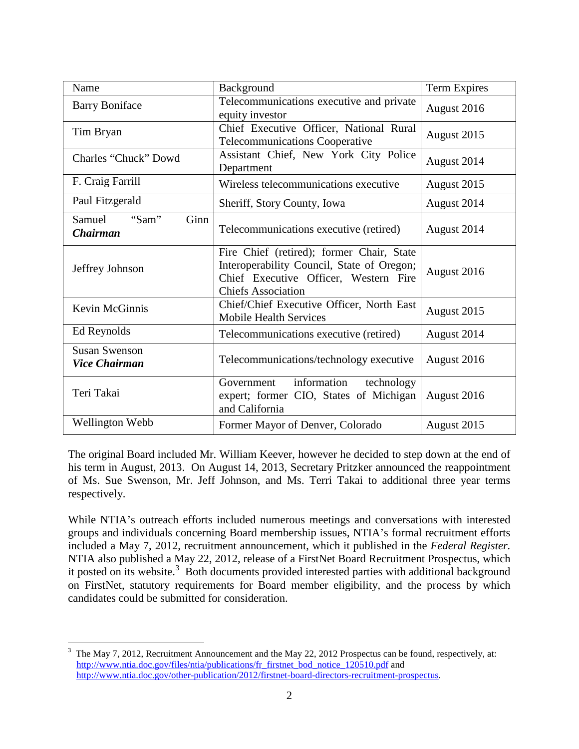| Name | Background | Term Expires |
|---|---|---|
| Barry Boniface | Telecommunications executive and private equity investor | August 2016 |
| Tim Bryan | Chief Executive Officer, National Rural Telecommunications Cooperative | August 2015 |
| Charles "Chuck" Dowd | Assistant Chief, New York City Police Department | August 2014 |
| F. Craig Farrill | Wireless telecommunications executive | August 2015 |
| Paul Fitzgerald | Sheriff, Story County, Iowa | August 2014 |
| Samuel "Sam" Ginn ***Chairman*** | Telecommunications executive (retired) | August 2014 |
| Jeffrey Johnson | Fire Chief (retired); former Chair, State Interoperability Council, State of Oregon; Chief Executive Officer, Western Fire Chiefs Association | August 2016 |
| Kevin McGinnis | Chief/Chief Executive Officer, North East Mobile Health Services | August 2015 |
| Ed Reynolds | Telecommunications executive (retired) | August 2014 |
| Susan Swenson ***Vice Chairman*** | Telecommunications/technology executive | August 2016 |
| Teri Takai | Government information technology expert; former CIO, States of Michigan and California | August 2016 |
| Wellington Webb | Former Mayor of Denver, Colorado | August 2015 |

The original Board included Mr. William Keever, however he decided to step down at the end of his term in August, 2013. On August 14, 2013, Secretary Pritzker announced the reappointment of Ms. Sue Swenson, Mr. Jeff Johnson, and Ms. Terri Takai to additional three year terms respectively.

While NTIA's outreach efforts included numerous meetings and conversations with interested groups and individuals concerning Board membership issues, NTIA's formal recruitment efforts included a May 7, 2012, recruitment announcement, which it published in the *Federal Register*. NTIA also published a May 22, 2012, release of a FirstNet Board Recruitment Prospectus, which it posted on its website.[3] Both documents provided interested parties with additional background on FirstNet, statutory requirements for Board member eligibility, and the process by which candidates could be submitted for consideration.

[3] The May 7, 2012, Recruitment Announcement and the May 22, 2012 Prospectus can be found, respectively, at: http://www.ntia.doc.gov/files/ntia/publications/fr_firstnet_bod_notice_120510.pdf and http://www.ntia.doc.gov/other-publication/2012/firstnet-board-directors-recruitment-prospectus.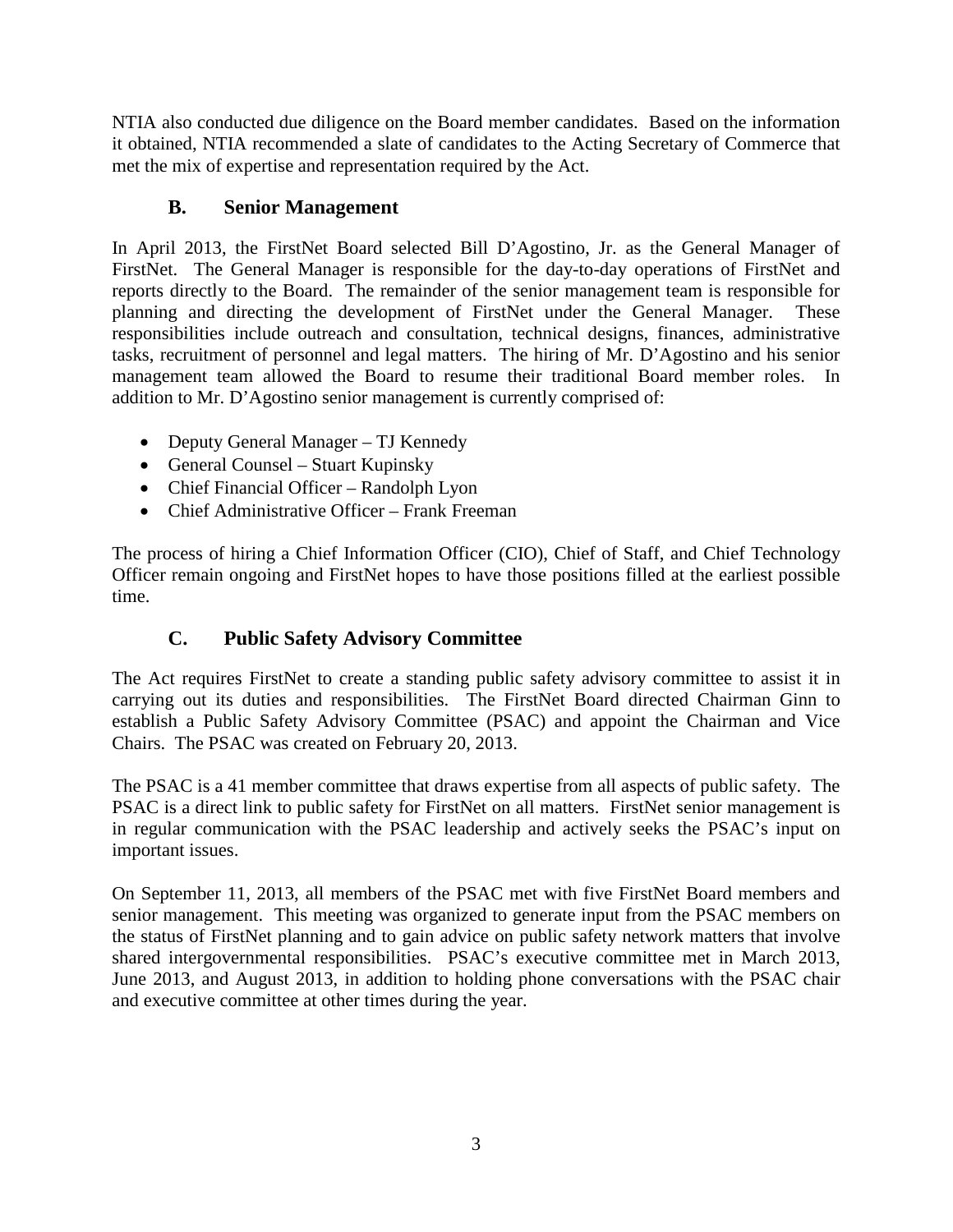NTIA also conducted due diligence on the Board member candidates. Based on the information it obtained, NTIA recommended a slate of candidates to the Acting Secretary of Commerce that met the mix of expertise and representation required by the Act.

### B. Senior Management

In April 2013, the FirstNet Board selected Bill D'Agostino, Jr. as the General Manager of FirstNet. The General Manager is responsible for the day-to-day operations of FirstNet and reports directly to the Board. The remainder of the senior management team is responsible for planning and directing the development of FirstNet under the General Manager. These responsibilities include outreach and consultation, technical designs, finances, administrative tasks, recruitment of personnel and legal matters. The hiring of Mr. D'Agostino and his senior management team allowed the Board to resume their traditional Board member roles. In addition to Mr. D'Agostino senior management is currently comprised of:

- Deputy General Manager – TJ Kennedy
- General Counsel – Stuart Kupinsky
- Chief Financial Officer – Randolph Lyon
- Chief Administrative Officer – Frank Freeman

The process of hiring a Chief Information Officer (CIO), Chief of Staff, and Chief Technology Officer remain ongoing and FirstNet hopes to have those positions filled at the earliest possible time.

### C. Public Safety Advisory Committee

The Act requires FirstNet to create a standing public safety advisory committee to assist it in carrying out its duties and responsibilities. The FirstNet Board directed Chairman Ginn to establish a Public Safety Advisory Committee (PSAC) and appoint the Chairman and Vice Chairs. The PSAC was created on February 20, 2013.

The PSAC is a 41 member committee that draws expertise from all aspects of public safety. The PSAC is a direct link to public safety for FirstNet on all matters. FirstNet senior management is in regular communication with the PSAC leadership and actively seeks the PSAC's input on important issues.

On September 11, 2013, all members of the PSAC met with five FirstNet Board members and senior management. This meeting was organized to generate input from the PSAC members on the status of FirstNet planning and to gain advice on public safety network matters that involve shared intergovernmental responsibilities. PSAC's executive committee met in March 2013, June 2013, and August 2013, in addition to holding phone conversations with the PSAC chair and executive committee at other times during the year.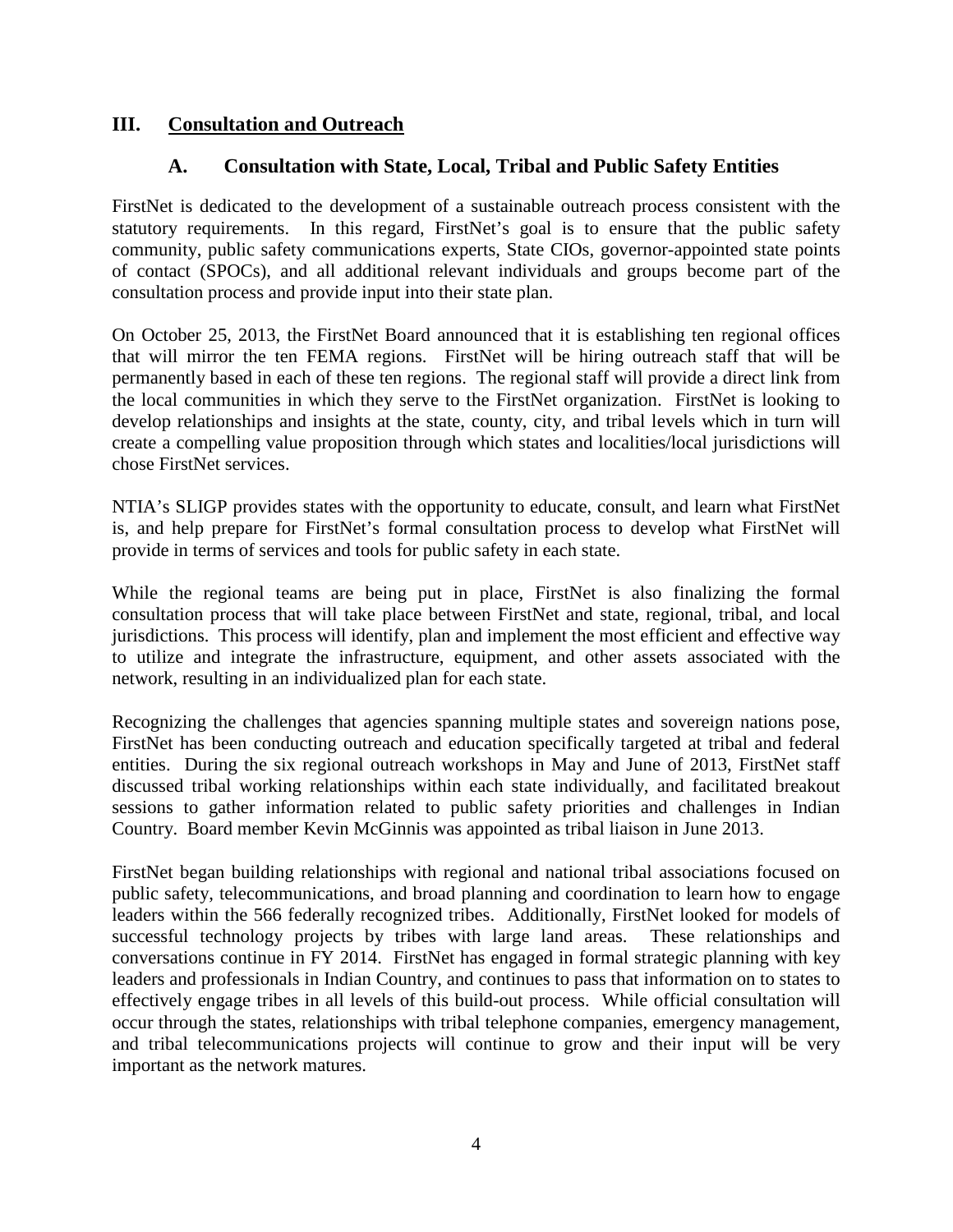## III. Consultation and Outreach

### A. Consultation with State, Local, Tribal and Public Safety Entities

FirstNet is dedicated to the development of a sustainable outreach process consistent with the statutory requirements. In this regard, FirstNet's goal is to ensure that the public safety community, public safety communications experts, State CIOs, governor-appointed state points of contact (SPOCs), and all additional relevant individuals and groups become part of the consultation process and provide input into their state plan.

On October 25, 2013, the FirstNet Board announced that it is establishing ten regional offices that will mirror the ten FEMA regions. FirstNet will be hiring outreach staff that will be permanently based in each of these ten regions. The regional staff will provide a direct link from the local communities in which they serve to the FirstNet organization. FirstNet is looking to develop relationships and insights at the state, county, city, and tribal levels which in turn will create a compelling value proposition through which states and localities/local jurisdictions will chose FirstNet services.

NTIA's SLIGP provides states with the opportunity to educate, consult, and learn what FirstNet is, and help prepare for FirstNet's formal consultation process to develop what FirstNet will provide in terms of services and tools for public safety in each state.

While the regional teams are being put in place, FirstNet is also finalizing the formal consultation process that will take place between FirstNet and state, regional, tribal, and local jurisdictions. This process will identify, plan and implement the most efficient and effective way to utilize and integrate the infrastructure, equipment, and other assets associated with the network, resulting in an individualized plan for each state.

Recognizing the challenges that agencies spanning multiple states and sovereign nations pose, FirstNet has been conducting outreach and education specifically targeted at tribal and federal entities. During the six regional outreach workshops in May and June of 2013, FirstNet staff discussed tribal working relationships within each state individually, and facilitated breakout sessions to gather information related to public safety priorities and challenges in Indian Country. Board member Kevin McGinnis was appointed as tribal liaison in June 2013.

FirstNet began building relationships with regional and national tribal associations focused on public safety, telecommunications, and broad planning and coordination to learn how to engage leaders within the 566 federally recognized tribes. Additionally, FirstNet looked for models of successful technology projects by tribes with large land areas. These relationships and conversations continue in FY 2014. FirstNet has engaged in formal strategic planning with key leaders and professionals in Indian Country, and continues to pass that information on to states to effectively engage tribes in all levels of this build-out process. While official consultation will occur through the states, relationships with tribal telephone companies, emergency management, and tribal telecommunications projects will continue to grow and their input will be very important as the network matures.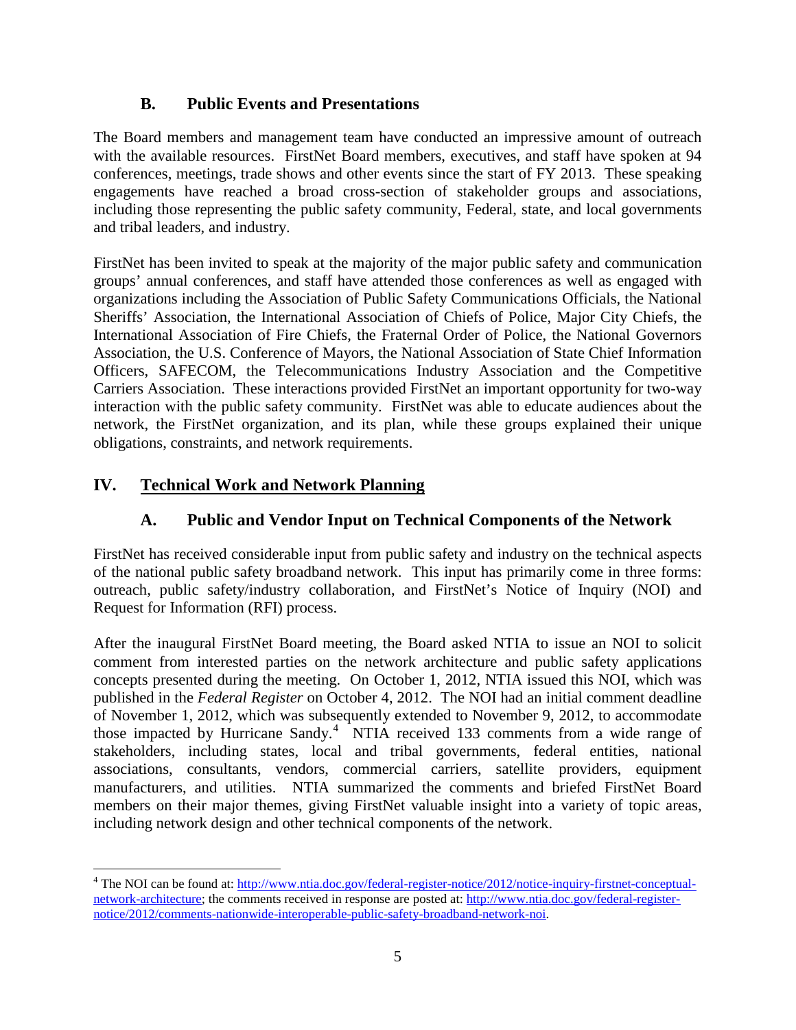### B. Public Events and Presentations

The Board members and management team have conducted an impressive amount of outreach with the available resources. FirstNet Board members, executives, and staff have spoken at 94 conferences, meetings, trade shows and other events since the start of FY 2013. These speaking engagements have reached a broad cross-section of stakeholder groups and associations, including those representing the public safety community, Federal, state, and local governments and tribal leaders, and industry.

FirstNet has been invited to speak at the majority of the major public safety and communication groups' annual conferences, and staff have attended those conferences as well as engaged with organizations including the Association of Public Safety Communications Officials, the National Sheriffs' Association, the International Association of Chiefs of Police, Major City Chiefs, the International Association of Fire Chiefs, the Fraternal Order of Police, the National Governors Association, the U.S. Conference of Mayors, the National Association of State Chief Information Officers, SAFECOM, the Telecommunications Industry Association and the Competitive Carriers Association. These interactions provided FirstNet an important opportunity for two-way interaction with the public safety community. FirstNet was able to educate audiences about the network, the FirstNet organization, and its plan, while these groups explained their unique obligations, constraints, and network requirements.

## IV. Technical Work and Network Planning

### A. Public and Vendor Input on Technical Components of the Network

FirstNet has received considerable input from public safety and industry on the technical aspects of the national public safety broadband network. This input has primarily come in three forms: outreach, public safety/industry collaboration, and FirstNet's Notice of Inquiry (NOI) and Request for Information (RFI) process.

After the inaugural FirstNet Board meeting, the Board asked NTIA to issue an NOI to solicit comment from interested parties on the network architecture and public safety applications concepts presented during the meeting. On October 1, 2012, NTIA issued this NOI, which was published in the *Federal Register* on October 4, 2012. The NOI had an initial comment deadline of November 1, 2012, which was subsequently extended to November 9, 2012, to accommodate those impacted by Hurricane Sandy.[4] NTIA received 133 comments from a wide range of stakeholders, including states, local and tribal governments, federal entities, national associations, consultants, vendors, commercial carriers, satellite providers, equipment manufacturers, and utilities. NTIA summarized the comments and briefed FirstNet Board members on their major themes, giving FirstNet valuable insight into a variety of topic areas, including network design and other technical components of the network.

---

[4] The NOI can be found at: http://www.ntia.doc.gov/federal-register-notice/2012/notice-inquiry-firstnet-conceptual-network-architecture; the comments received in response are posted at: http://www.ntia.doc.gov/federal-register-notice/2012/comments-nationwide-interoperable-public-safety-broadband-network-noi.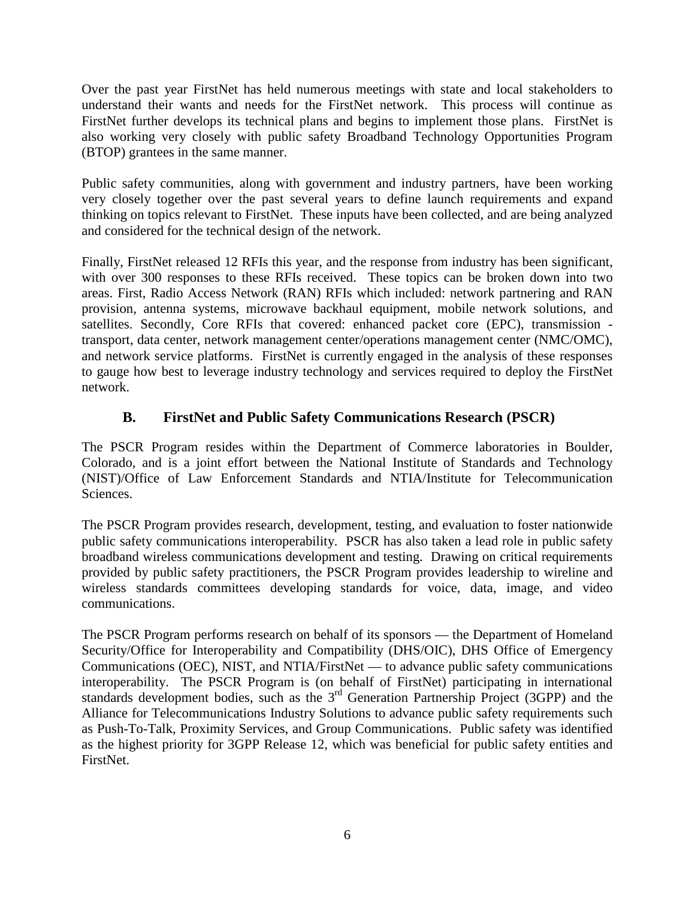Over the past year FirstNet has held numerous meetings with state and local stakeholders to understand their wants and needs for the FirstNet network. This process will continue as FirstNet further develops its technical plans and begins to implement those plans. FirstNet is also working very closely with public safety Broadband Technology Opportunities Program (BTOP) grantees in the same manner.

Public safety communities, along with government and industry partners, have been working very closely together over the past several years to define launch requirements and expand thinking on topics relevant to FirstNet. These inputs have been collected, and are being analyzed and considered for the technical design of the network.

Finally, FirstNet released 12 RFIs this year, and the response from industry has been significant, with over 300 responses to these RFIs received. These topics can be broken down into two areas. First, Radio Access Network (RAN) RFIs which included: network partnering and RAN provision, antenna systems, microwave backhaul equipment, mobile network solutions, and satellites. Secondly, Core RFIs that covered: enhanced packet core (EPC), transmission - transport, data center, network management center/operations management center (NMC/OMC), and network service platforms. FirstNet is currently engaged in the analysis of these responses to gauge how best to leverage industry technology and services required to deploy the FirstNet network.

### B. FirstNet and Public Safety Communications Research (PSCR)

The PSCR Program resides within the Department of Commerce laboratories in Boulder, Colorado, and is a joint effort between the National Institute of Standards and Technology (NIST)/Office of Law Enforcement Standards and NTIA/Institute for Telecommunication Sciences.

The PSCR Program provides research, development, testing, and evaluation to foster nationwide public safety communications interoperability. PSCR has also taken a lead role in public safety broadband wireless communications development and testing. Drawing on critical requirements provided by public safety practitioners, the PSCR Program provides leadership to wireline and wireless standards committees developing standards for voice, data, image, and video communications.

The PSCR Program performs research on behalf of its sponsors — the Department of Homeland Security/Office for Interoperability and Compatibility (DHS/OIC), DHS Office of Emergency Communications (OEC), NIST, and NTIA/FirstNet — to advance public safety communications interoperability. The PSCR Program is (on behalf of FirstNet) participating in international standards development bodies, such as the 3rd Generation Partnership Project (3GPP) and the Alliance for Telecommunications Industry Solutions to advance public safety requirements such as Push-To-Talk, Proximity Services, and Group Communications. Public safety was identified as the highest priority for 3GPP Release 12, which was beneficial for public safety entities and FirstNet.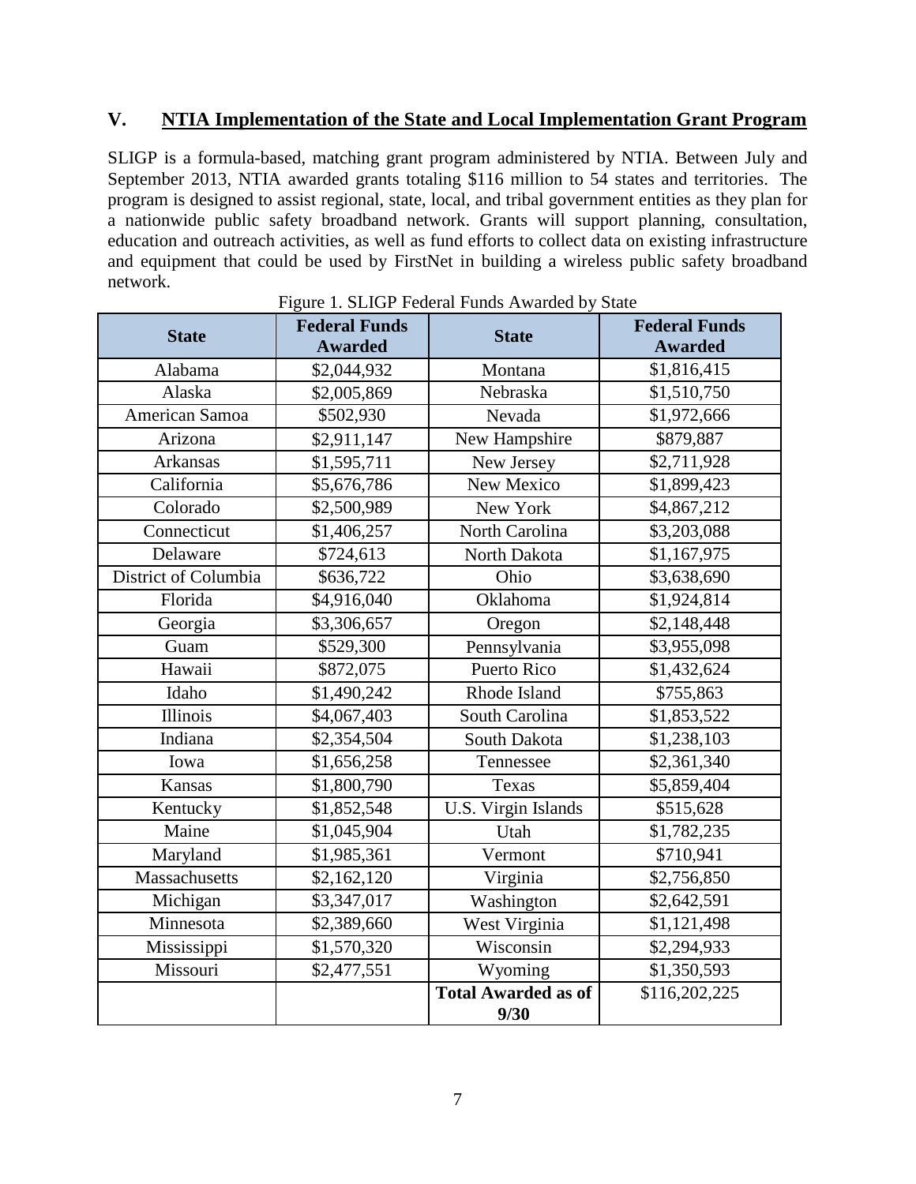## V. NTIA Implementation of the State and Local Implementation Grant Program

SLIGP is a formula-based, matching grant program administered by NTIA. Between July and September 2013, NTIA awarded grants totaling \$116 million to 54 states and territories. The program is designed to assist regional, state, local, and tribal government entities as they plan for a nationwide public safety broadband network. Grants will support planning, consultation, education and outreach activities, as well as fund efforts to collect data on existing infrastructure and equipment that could be used by FirstNet in building a wireless public safety broadband network.

Figure 1. SLIGP Federal Funds Awarded by State

| State | Federal Funds Awarded | State | Federal Funds Awarded |
|---|---|---|---|
| Alabama | \$2,044,932 | Montana | \$1,816,415 |
| Alaska | \$2,005,869 | Nebraska | \$1,510,750 |
| American Samoa | \$502,930 | Nevada | \$1,972,666 |
| Arizona | \$2,911,147 | New Hampshire | \$879,887 |
| Arkansas | \$1,595,711 | New Jersey | \$2,711,928 |
| California | \$5,676,786 | New Mexico | \$1,899,423 |
| Colorado | \$2,500,989 | New York | \$4,867,212 |
| Connecticut | \$1,406,257 | North Carolina | \$3,203,088 |
| Delaware | \$724,613 | North Dakota | \$1,167,975 |
| District of Columbia | \$636,722 | Ohio | \$3,638,690 |
| Florida | \$4,916,040 | Oklahoma | \$1,924,814 |
| Georgia | \$3,306,657 | Oregon | \$2,148,448 |
| Guam | \$529,300 | Pennsylvania | \$3,955,098 |
| Hawaii | \$872,075 | Puerto Rico | \$1,432,624 |
| Idaho | \$1,490,242 | Rhode Island | \$755,863 |
| Illinois | \$4,067,403 | South Carolina | \$1,853,522 |
| Indiana | \$2,354,504 | South Dakota | \$1,238,103 |
| Iowa | \$1,656,258 | Tennessee | \$2,361,340 |
| Kansas | \$1,800,790 | Texas | \$5,859,404 |
| Kentucky | \$1,852,548 | U.S. Virgin Islands | \$515,628 |
| Maine | \$1,045,904 | Utah | \$1,782,235 |
| Maryland | \$1,985,361 | Vermont | \$710,941 |
| Massachusetts | \$2,162,120 | Virginia | \$2,756,850 |
| Michigan | \$3,347,017 | Washington | \$2,642,591 |
| Minnesota | \$2,389,660 | West Virginia | \$1,121,498 |
| Mississippi | \$1,570,320 | Wisconsin | \$2,294,933 |
| Missouri | \$2,477,551 | Wyoming | \$1,350,593 |
| | | **Total Awarded as of 9/30** | \$116,202,225 |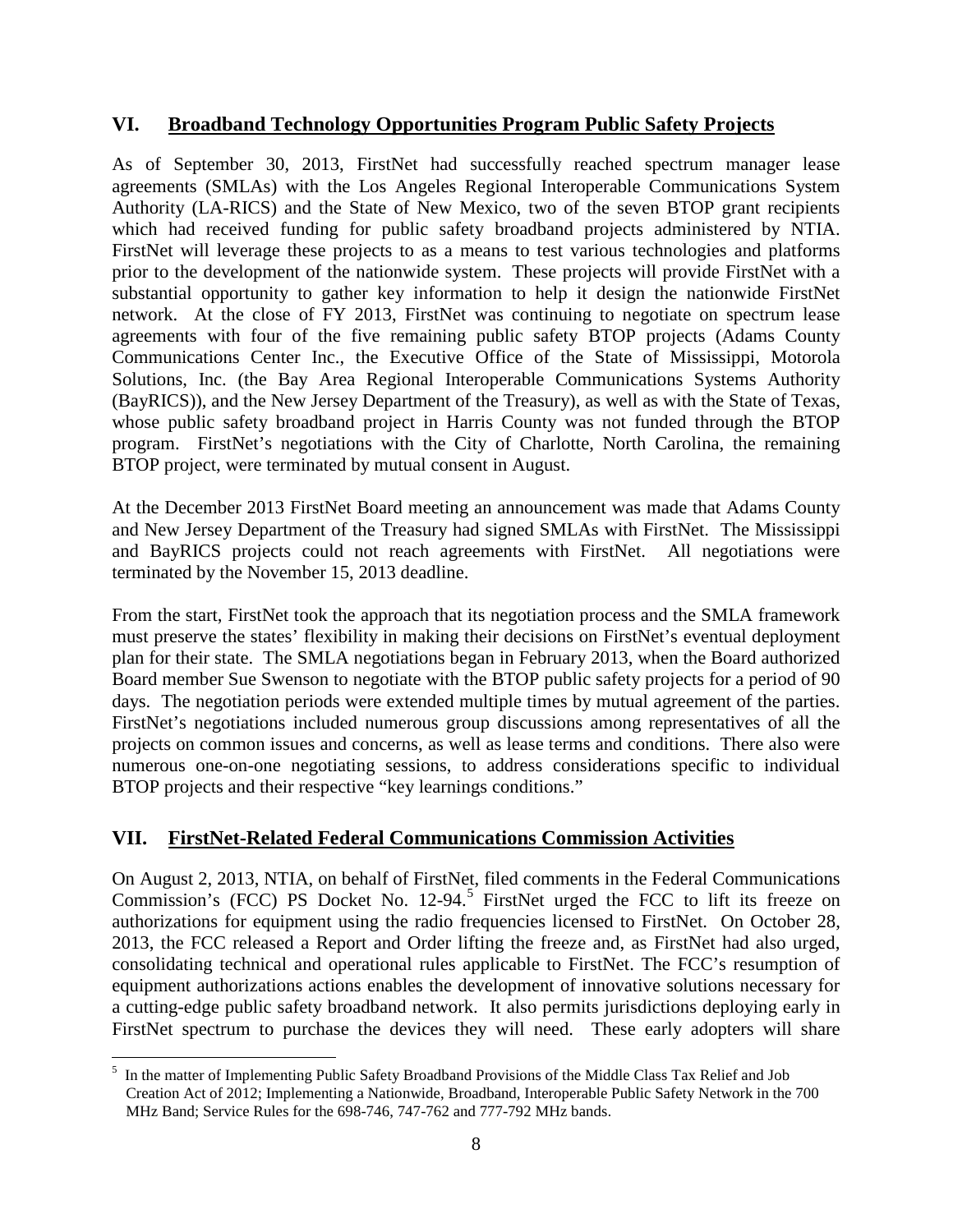## VI. Broadband Technology Opportunities Program Public Safety Projects

As of September 30, 2013, FirstNet had successfully reached spectrum manager lease agreements (SMLAs) with the Los Angeles Regional Interoperable Communications System Authority (LA-RICS) and the State of New Mexico, two of the seven BTOP grant recipients which had received funding for public safety broadband projects administered by NTIA. FirstNet will leverage these projects to as a means to test various technologies and platforms prior to the development of the nationwide system. These projects will provide FirstNet with a substantial opportunity to gather key information to help it design the nationwide FirstNet network. At the close of FY 2013, FirstNet was continuing to negotiate on spectrum lease agreements with four of the five remaining public safety BTOP projects (Adams County Communications Center Inc., the Executive Office of the State of Mississippi, Motorola Solutions, Inc. (the Bay Area Regional Interoperable Communications Systems Authority (BayRICS)), and the New Jersey Department of the Treasury), as well as with the State of Texas, whose public safety broadband project in Harris County was not funded through the BTOP program. FirstNet's negotiations with the City of Charlotte, North Carolina, the remaining BTOP project, were terminated by mutual consent in August.

At the December 2013 FirstNet Board meeting an announcement was made that Adams County and New Jersey Department of the Treasury had signed SMLAs with FirstNet. The Mississippi and BayRICS projects could not reach agreements with FirstNet. All negotiations were terminated by the November 15, 2013 deadline.

From the start, FirstNet took the approach that its negotiation process and the SMLA framework must preserve the states' flexibility in making their decisions on FirstNet's eventual deployment plan for their state. The SMLA negotiations began in February 2013, when the Board authorized Board member Sue Swenson to negotiate with the BTOP public safety projects for a period of 90 days. The negotiation periods were extended multiple times by mutual agreement of the parties. FirstNet's negotiations included numerous group discussions among representatives of all the projects on common issues and concerns, as well as lease terms and conditions. There also were numerous one-on-one negotiating sessions, to address considerations specific to individual BTOP projects and their respective "key learnings conditions."

## VII. FirstNet-Related Federal Communications Commission Activities

On August 2, 2013, NTIA, on behalf of FirstNet, filed comments in the Federal Communications Commission's (FCC) PS Docket No. 12-94.[5] FirstNet urged the FCC to lift its freeze on authorizations for equipment using the radio frequencies licensed to FirstNet. On October 28, 2013, the FCC released a Report and Order lifting the freeze and, as FirstNet had also urged, consolidating technical and operational rules applicable to FirstNet. The FCC's resumption of equipment authorizations actions enables the development of innovative solutions necessary for a cutting-edge public safety broadband network. It also permits jurisdictions deploying early in FirstNet spectrum to purchase the devices they will need. These early adopters will share

[5] In the matter of Implementing Public Safety Broadband Provisions of the Middle Class Tax Relief and Job Creation Act of 2012; Implementing a Nationwide, Broadband, Interoperable Public Safety Network in the 700 MHz Band; Service Rules for the 698-746, 747-762 and 777-792 MHz bands.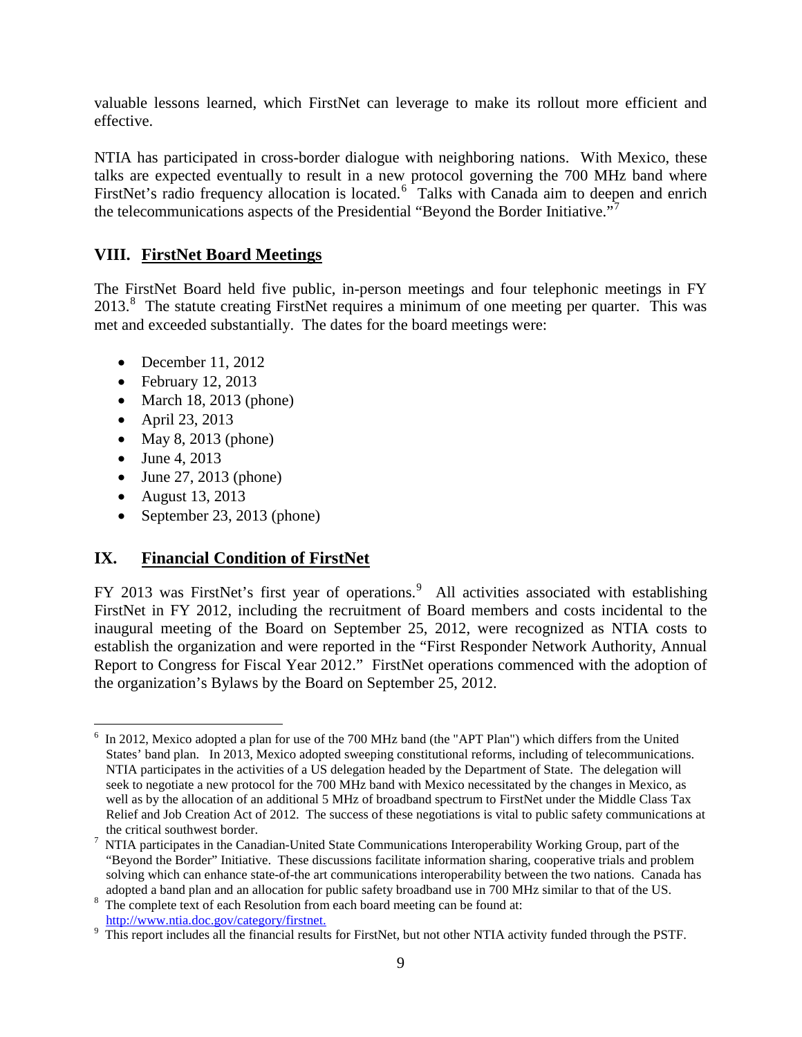valuable lessons learned, which FirstNet can leverage to make its rollout more efficient and effective.

NTIA has participated in cross-border dialogue with neighboring nations. With Mexico, these talks are expected eventually to result in a new protocol governing the 700 MHz band where FirstNet's radio frequency allocation is located.[6] Talks with Canada aim to deepen and enrich the telecommunications aspects of the Presidential "Beyond the Border Initiative."[7]

## VIII. FirstNet Board Meetings

The FirstNet Board held five public, in-person meetings and four telephonic meetings in FY 2013.[8] The statute creating FirstNet requires a minimum of one meeting per quarter. This was met and exceeded substantially. The dates for the board meetings were:

- December 11, 2012
- February 12, 2013
- March 18, 2013 (phone)
- April 23, 2013
- May 8, 2013 (phone)
- June 4, 2013
- June 27, 2013 (phone)
- August 13, 2013
- September 23, 2013 (phone)

## IX. Financial Condition of FirstNet

FY 2013 was FirstNet's first year of operations.[9] All activities associated with establishing FirstNet in FY 2012, including the recruitment of Board members and costs incidental to the inaugural meeting of the Board on September 25, 2012, were recognized as NTIA costs to establish the organization and were reported in the "First Responder Network Authority, Annual Report to Congress for Fiscal Year 2012." FirstNet operations commenced with the adoption of the organization's Bylaws by the Board on September 25, 2012.

---

[6] In 2012, Mexico adopted a plan for use of the 700 MHz band (the "APT Plan") which differs from the United States' band plan. In 2013, Mexico adopted sweeping constitutional reforms, including of telecommunications. NTIA participates in the activities of a US delegation headed by the Department of State. The delegation will seek to negotiate a new protocol for the 700 MHz band with Mexico necessitated by the changes in Mexico, as well as by the allocation of an additional 5 MHz of broadband spectrum to FirstNet under the Middle Class Tax Relief and Job Creation Act of 2012. The success of these negotiations is vital to public safety communications at the critical southwest border.

[7] NTIA participates in the Canadian-United State Communications Interoperability Working Group, part of the "Beyond the Border" Initiative. These discussions facilitate information sharing, cooperative trials and problem solving which can enhance state-of-the art communications interoperability between the two nations. Canada has adopted a band plan and an allocation for public safety broadband use in 700 MHz similar to that of the US.

[8] The complete text of each Resolution from each board meeting can be found at: http://www.ntia.doc.gov/category/firstnet.

[9] This report includes all the financial results for FirstNet, but not other NTIA activity funded through the PSTF.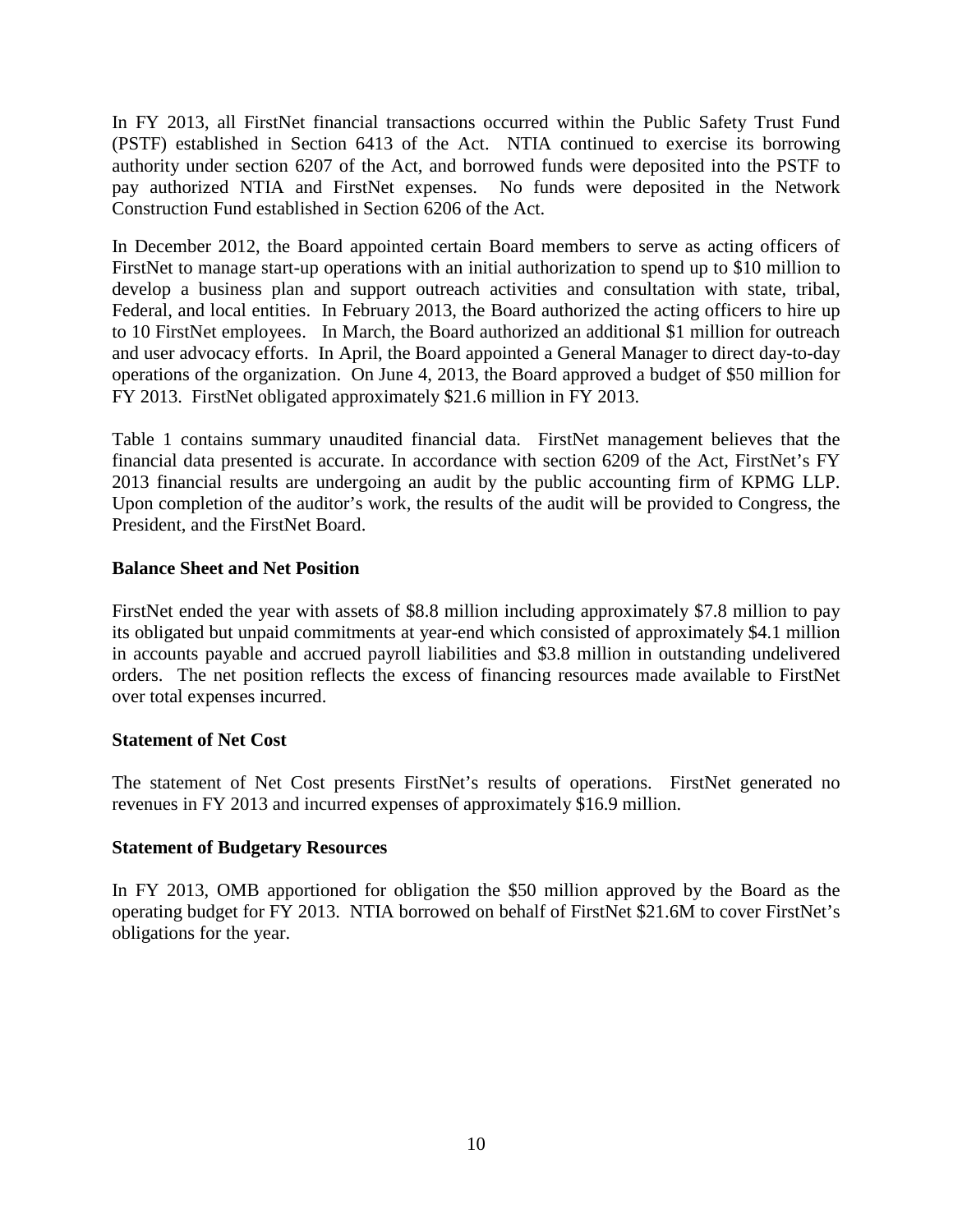In FY 2013, all FirstNet financial transactions occurred within the Public Safety Trust Fund (PSTF) established in Section 6413 of the Act. NTIA continued to exercise its borrowing authority under section 6207 of the Act, and borrowed funds were deposited into the PSTF to pay authorized NTIA and FirstNet expenses. No funds were deposited in the Network Construction Fund established in Section 6206 of the Act.

In December 2012, the Board appointed certain Board members to serve as acting officers of FirstNet to manage start-up operations with an initial authorization to spend up to $10 million to develop a business plan and support outreach activities and consultation with state, tribal, Federal, and local entities. In February 2013, the Board authorized the acting officers to hire up to 10 FirstNet employees. In March, the Board authorized an additional $1 million for outreach and user advocacy efforts. In April, the Board appointed a General Manager to direct day-to-day operations of the organization. On June 4, 2013, the Board approved a budget of $50 million for FY 2013. FirstNet obligated approximately $21.6 million in FY 2013.

Table 1 contains summary unaudited financial data. FirstNet management believes that the financial data presented is accurate. In accordance with section 6209 of the Act, FirstNet's FY 2013 financial results are undergoing an audit by the public accounting firm of KPMG LLP. Upon completion of the auditor's work, the results of the audit will be provided to Congress, the President, and the FirstNet Board.

**Balance Sheet and Net Position**

FirstNet ended the year with assets of $8.8 million including approximately $7.8 million to pay its obligated but unpaid commitments at year-end which consisted of approximately $4.1 million in accounts payable and accrued payroll liabilities and $3.8 million in outstanding undelivered orders. The net position reflects the excess of financing resources made available to FirstNet over total expenses incurred.

**Statement of Net Cost**

The statement of Net Cost presents FirstNet's results of operations. FirstNet generated no revenues in FY 2013 and incurred expenses of approximately $16.9 million.

**Statement of Budgetary Resources**

In FY 2013, OMB apportioned for obligation the $50 million approved by the Board as the operating budget for FY 2013. NTIA borrowed on behalf of FirstNet $21.6M to cover FirstNet's obligations for the year.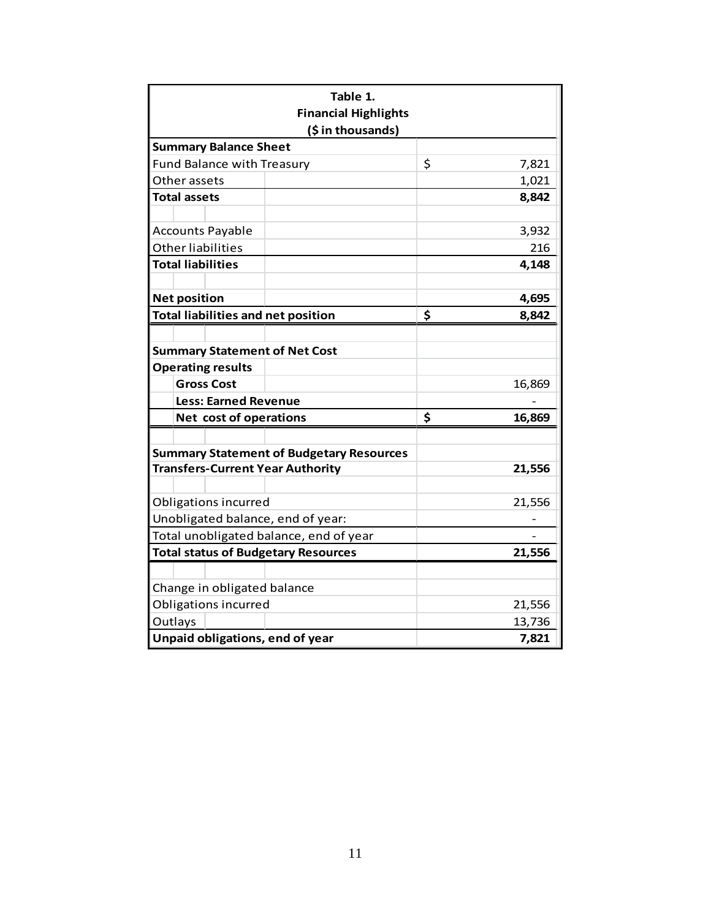**Table 1.**
**Financial Highlights**
**($ in thousands)**

| | |
|---|---|
| **Summary Balance Sheet** | |
| Fund Balance with Treasury | $ 7,821 |
| Other assets | 1,021 |
| **Total assets** | **8,842** |
| | |
| Accounts Payable | 3,932 |
| Other liabilities | 216 |
| **Total liabilities** | **4,148** |
| | |
| **Net position** | **4,695** |
| **Total liabilities and net position** | **$ 8,842** |
| | |
| **Summary Statement of Net Cost** | |
| **Operating results** | |
| **Gross Cost** | 16,869 |
| **Less: Earned Revenue** | - |
| **Net cost of operations** | **$ 16,869** |
| | |
| **Summary Statement of Budgetary Resources** | |
| **Transfers-Current Year Authority** | **21,556** |
| | |
| Obligations incurred | 21,556 |
| Unobligated balance, end of year: | - |
| Total unobligated balance, end of year | - |
| **Total status of Budgetary Resources** | **21,556** |
| | |
| Change in obligated balance | |
| Obligations incurred | 21,556 |
| Outlays | 13,736 |
| **Unpaid obligations, end of year** | **7,821** |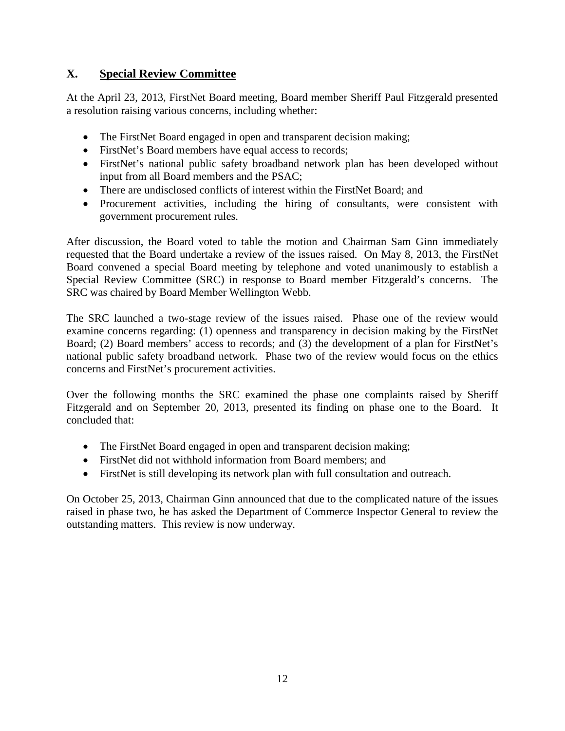## X. Special Review Committee

At the April 23, 2013, FirstNet Board meeting, Board member Sheriff Paul Fitzgerald presented a resolution raising various concerns, including whether:

- The FirstNet Board engaged in open and transparent decision making;
- FirstNet's Board members have equal access to records;
- FirstNet's national public safety broadband network plan has been developed without input from all Board members and the PSAC;
- There are undisclosed conflicts of interest within the FirstNet Board; and
- Procurement activities, including the hiring of consultants, were consistent with government procurement rules.

After discussion, the Board voted to table the motion and Chairman Sam Ginn immediately requested that the Board undertake a review of the issues raised. On May 8, 2013, the FirstNet Board convened a special Board meeting by telephone and voted unanimously to establish a Special Review Committee (SRC) in response to Board member Fitzgerald's concerns. The SRC was chaired by Board Member Wellington Webb.

The SRC launched a two-stage review of the issues raised. Phase one of the review would examine concerns regarding: (1) openness and transparency in decision making by the FirstNet Board; (2) Board members' access to records; and (3) the development of a plan for FirstNet's national public safety broadband network. Phase two of the review would focus on the ethics concerns and FirstNet's procurement activities.

Over the following months the SRC examined the phase one complaints raised by Sheriff Fitzgerald and on September 20, 2013, presented its finding on phase one to the Board. It concluded that:

- The FirstNet Board engaged in open and transparent decision making;
- FirstNet did not withhold information from Board members; and
- FirstNet is still developing its network plan with full consultation and outreach.

On October 25, 2013, Chairman Ginn announced that due to the complicated nature of the issues raised in phase two, he has asked the Department of Commerce Inspector General to review the outstanding matters. This review is now underway.